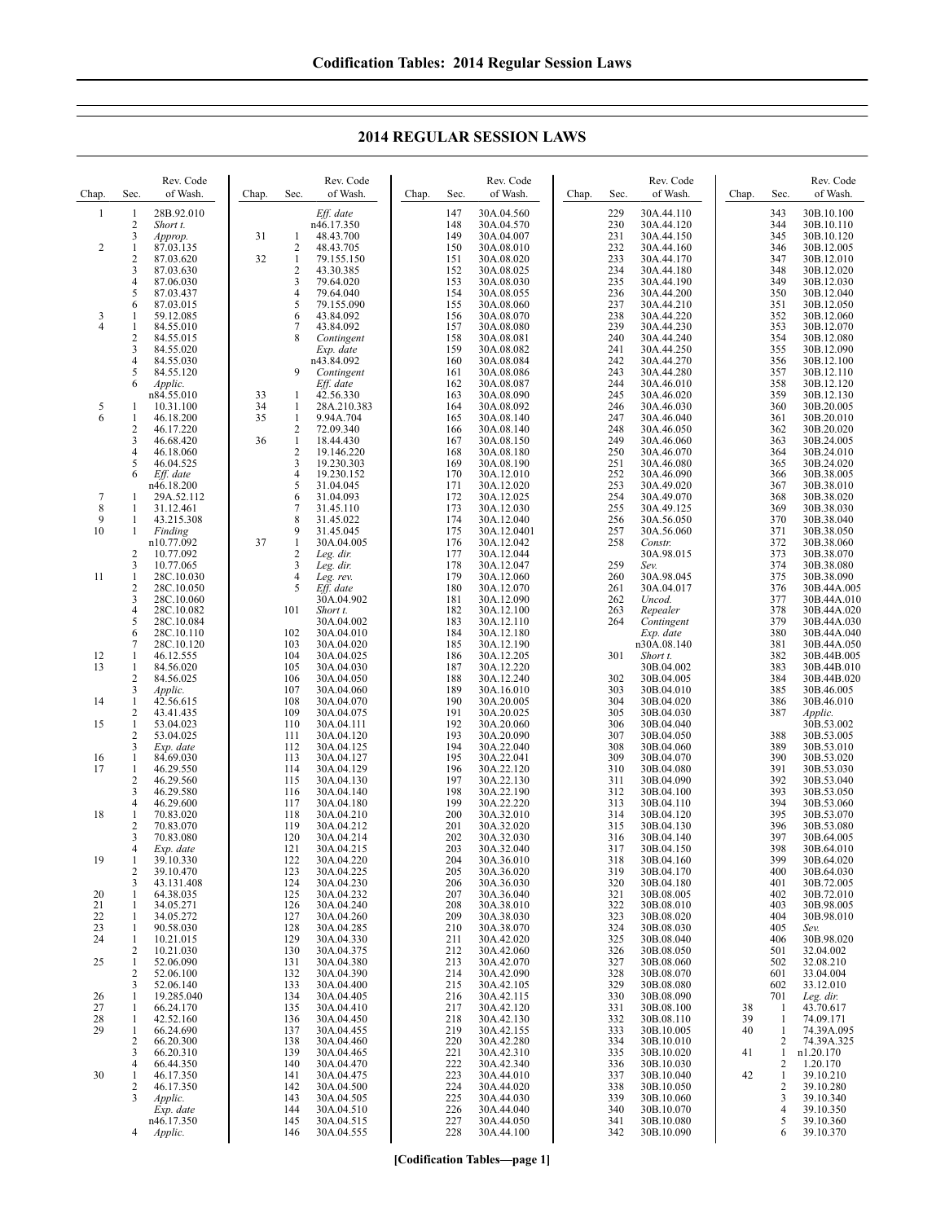## 2014 REGULAR SESSION LAWS

| Chap. | Sec. | Rev. Code of Wash. |
|---|---|---|
| 1 | 1 | 28B.92.010 |
| | 2 | *Short t.* |
| | 3 | *Approp.* |
| 2 | 1 | 87.03.135 |
| | 2 | 87.03.620 |
| | 3 | 87.03.630 |
| | 4 | 87.06.030 |
| | 5 | 87.03.437 |
| | 6 | 87.03.015 |
| 3 | 1 | 59.12.085 |
| 4 | 1 | 84.55.010 |
| | 2 | 84.55.015 |
| | 3 | 84.55.020 |
| | 4 | 84.55.030 |
| | 5 | 84.55.120 |
| | 6 | *Applic.* n84.55.010 |
| 5 | 1 | 10.31.100 |
| 6 | 1 | 46.18.200 |
| | 2 | 46.17.220 |
| | 3 | 46.68.420 |
| | 4 | 46.18.060 |
| | 5 | 46.04.525 |
| | 6 | *Eff. date* n46.18.200 |
| 7 | 1 | 29A.52.112 |
| 8 | 1 | 31.12.461 |
| 9 | 1 | 43.215.308 |
| 10 | 1 | *Finding* n10.77.092 |
| | 2 | 10.77.092 |
| | 3 | 10.77.065 |
| 11 | 1 | 28C.10.030 |
| | 2 | 28C.10.050 |
| | 3 | 28C.10.060 |
| | 4 | 28C.10.082 |
| | 5 | 28C.10.084 |
| | 6 | 28C.10.110 |
| | 7 | 28C.10.120 |
| 12 | 1 | 46.12.555 |
| 13 | 1 | 84.56.020 |
| | 2 | 84.56.025 |
| | 3 | *Applic.* |
| 14 | 1 | 42.56.615 |
| | 2 | 43.41.435 |
| 15 | 1 | 53.04.023 |
| | 2 | 53.04.025 |
| | 3 | *Exp. date* |
| 16 | 1 | 84.69.030 |
| 17 | 1 | 46.29.550 |
| | 2 | 46.29.560 |
| | 3 | 46.29.580 |
| | 4 | 46.29.600 |
| 18 | 1 | 70.83.020 |
| | 2 | 70.83.070 |
| | 3 | 70.83.080 |
| | 4 | *Exp. date* |
| 19 | 1 | 39.10.330 |
| | 2 | 39.10.470 |
| | 3 | 43.131.408 |
| 20 | 1 | 64.38.035 |
| 21 | 1 | 34.05.271 |
| 22 | 1 | 34.05.272 |
| 23 | 1 | 90.58.030 |
| 24 | 1 | 10.21.015 |
| | 2 | 10.21.030 |
| 25 | 1 | 52.06.090 |
| | 2 | 52.06.100 |
| | 3 | 52.06.140 |
| 26 | 1 | 19.285.040 |
| 27 | 1 | 66.24.170 |
| 28 | 1 | 42.52.160 |
| 29 | 1 | 66.24.690 |
| | 2 | 66.20.300 |
| | 3 | 66.20.310 |
| | 4 | 66.44.350 |
| 30 | 1 | 46.17.350 |
| | 2 | 46.17.350 |
| | 3 | *Applic.* *Exp. date* n46.17.350 |
| | 4 | *Applic.* *Eff. date* n46.17.350 |
| 31 | 1 | 48.43.700 |
| | 2 | 48.43.705 |
| 32 | 1 | 79.155.150 |
| | 2 | 43.30.385 |
| | 3 | 79.64.020 |
| | 4 | 79.64.040 |
| | 5 | 79.155.090 |
| | 6 | 43.84.092 |
| | 7 | 43.84.092 |
| | 8 | *Contingent* *Exp. date* n43.84.092 |
| | 9 | *Contingent* *Eff. date* |
| 33 | 1 | 42.56.330 |
| 34 | 1 | 28A.210.383 |
| 35 | 1 | 9.94A.704 |
| | 2 | 72.09.340 |
| 36 | 1 | 18.44.430 |
| | 2 | 19.146.220 |
| | 3 | 19.230.303 |
| | 4 | 19.230.152 |
| | 5 | 31.04.045 |
| | 6 | 31.04.093 |
| | 7 | 31.45.110 |
| | 8 | 31.45.022 |
| | 9 | 31.45.045 |
| 37 | 1 | 30A.04.005 |
| | 2 | *Leg. dir.* |
| | 3 | *Leg. dir.* |
| | 4 | *Leg. rev.* |
| | 5 | *Eff. date* 30A.04.902 |
| | 101 | *Short t.* 30A.04.002 |
| | 102 | 30A.04.010 |
| | 103 | 30A.04.020 |
| | 104 | 30A.04.025 |
| | 105 | 30A.04.030 |
| | 106 | 30A.04.050 |
| | 107 | 30A.04.060 |
| | 108 | 30A.04.070 |
| | 109 | 30A.04.075 |
| | 110 | 30A.04.111 |
| | 111 | 30A.04.120 |
| | 112 | 30A.04.125 |
| | 113 | 30A.04.127 |
| | 114 | 30A.04.129 |
| | 115 | 30A.04.130 |
| | 116 | 30A.04.140 |
| | 117 | 30A.04.180 |
| | 118 | 30A.04.210 |
| | 119 | 30A.04.212 |
| | 120 | 30A.04.214 |
| | 121 | 30A.04.215 |
| | 122 | 30A.04.220 |
| | 123 | 30A.04.225 |
| | 124 | 30A.04.230 |
| | 125 | 30A.04.232 |
| | 126 | 30A.04.240 |
| | 127 | 30A.04.260 |
| | 128 | 30A.04.285 |
| | 129 | 30A.04.330 |
| | 130 | 30A.04.375 |
| | 131 | 30A.04.380 |
| | 132 | 30A.04.390 |
| | 133 | 30A.04.400 |
| | 134 | 30A.04.405 |
| | 135 | 30A.04.410 |
| | 136 | 30A.04.450 |
| | 137 | 30A.04.455 |
| | 138 | 30A.04.460 |
| | 139 | 30A.04.465 |
| | 140 | 30A.04.470 |
| | 141 | 30A.04.475 |
| | 142 | 30A.04.500 |
| | 143 | 30A.04.505 |
| | 144 | 30A.04.510 |
| | 145 | 30A.04.515 |
| | 146 | 30A.04.555 |
| | 147 | 30A.04.560 |
| | 148 | 30A.04.570 |
| | 149 | 30A.04.007 |
| | 150 | 30A.08.010 |
| | 151 | 30A.08.020 |
| | 152 | 30A.08.025 |
| | 153 | 30A.08.030 |
| | 154 | 30A.08.055 |
| | 155 | 30A.08.060 |
| | 156 | 30A.08.070 |
| | 157 | 30A.08.080 |
| | 158 | 30A.08.081 |
| | 159 | 30A.08.082 |
| | 160 | 30A.08.084 |
| | 161 | 30A.08.086 |
| | 162 | 30A.08.087 |
| | 163 | 30A.08.090 |
| | 164 | 30A.08.092 |
| | 165 | 30A.08.140 |
| | 166 | 30A.08.140 |
| | 167 | 30A.08.150 |
| | 168 | 30A.08.180 |
| | 169 | 30A.08.190 |
| | 170 | 30A.12.010 |
| | 171 | 30A.12.020 |
| | 172 | 30A.12.025 |
| | 173 | 30A.12.030 |
| | 174 | 30A.12.040 |
| | 175 | 30A.12.0401 |
| | 176 | 30A.12.042 |
| | 177 | 30A.12.044 |
| | 178 | 30A.12.047 |
| | 179 | 30A.12.060 |
| | 180 | 30A.12.070 |
| | 181 | 30A.12.090 |
| | 182 | 30A.12.100 |
| | 183 | 30A.12.110 |
| | 184 | 30A.12.180 |
| | 185 | 30A.12.190 |
| | 186 | 30A.12.205 |
| | 187 | 30A.12.220 |
| | 188 | 30A.12.240 |
| | 189 | 30A.16.010 |
| | 190 | 30A.20.005 |
| | 191 | 30A.20.025 |
| | 192 | 30A.20.060 |
| | 193 | 30A.20.090 |
| | 194 | 30A.22.040 |
| | 195 | 30A.22.041 |
| | 196 | 30A.22.120 |
| | 197 | 30A.22.130 |
| | 198 | 30A.22.190 |
| | 199 | 30A.22.220 |
| | 200 | 30A.32.010 |
| | 201 | 30A.32.020 |
| | 202 | 30A.32.030 |
| | 203 | 30A.32.040 |
| | 204 | 30A.36.010 |
| | 205 | 30A.36.020 |
| | 206 | 30A.36.030 |
| | 207 | 30A.36.040 |
| | 208 | 30A.38.010 |
| | 209 | 30A.38.030 |
| | 210 | 30A.38.070 |
| | 211 | 30A.42.020 |
| | 212 | 30A.42.060 |
| | 213 | 30A.42.070 |
| | 214 | 30A.42.090 |
| | 215 | 30A.42.105 |
| | 216 | 30A.42.115 |
| | 217 | 30A.42.120 |
| | 218 | 30A.42.130 |
| | 219 | 30A.42.155 |
| | 220 | 30A.42.280 |
| | 221 | 30A.42.310 |
| | 222 | 30A.42.340 |
| | 223 | 30A.44.010 |
| | 224 | 30A.44.020 |
| | 225 | 30A.44.030 |
| | 226 | 30A.44.040 |
| | 227 | 30A.44.050 |
| | 228 | 30A.44.100 |
| | 229 | 30A.44.110 |
| | 230 | 30A.44.120 |
| | 231 | 30A.44.150 |
| | 232 | 30A.44.160 |
| | 233 | 30A.44.170 |
| | 234 | 30A.44.180 |
| | 235 | 30A.44.190 |
| | 236 | 30A.44.200 |
| | 237 | 30A.44.210 |
| | 238 | 30A.44.220 |
| | 239 | 30A.44.230 |
| | 240 | 30A.44.240 |
| | 241 | 30A.44.250 |
| | 242 | 30A.44.270 |
| | 243 | 30A.44.280 |
| | 244 | 30A.46.010 |
| | 245 | 30A.46.020 |
| | 246 | 30A.46.030 |
| | 247 | 30A.46.040 |
| | 248 | 30A.46.050 |
| | 249 | 30A.46.060 |
| | 250 | 30A.46.070 |
| | 251 | 30A.46.080 |
| | 252 | 30A.46.090 |
| | 253 | 30A.49.020 |
| | 254 | 30A.49.070 |
| | 255 | 30A.49.125 |
| | 256 | 30A.56.050 |
| | 257 | 30A.56.060 |
| | 258 | *Constr.* 30A.98.015 |
| | 259 | *Sev.* |
| | 260 | 30A.98.045 |
| | 261 | 30A.04.017 |
| | 262 | *Uncod.* |
| | 263 | *Repealer* |
| | 264 | *Contingent* *Exp. date* n30A.08.140 |
| | 301 | *Short t.* 30B.04.002 |
| | 302 | 30B.04.005 |
| | 303 | 30B.04.010 |
| | 304 | 30B.04.020 |
| | 305 | 30B.04.030 |
| | 306 | 30B.04.040 |
| | 307 | 30B.04.050 |
| | 308 | 30B.04.060 |
| | 309 | 30B.04.070 |
| | 310 | 30B.04.080 |
| | 311 | 30B.04.090 |
| | 312 | 30B.04.100 |
| | 313 | 30B.04.110 |
| | 314 | 30B.04.120 |
| | 315 | 30B.04.130 |
| | 316 | 30B.04.140 |
| | 317 | 30B.04.150 |
| | 318 | 30B.04.160 |
| | 319 | 30B.04.170 |
| | 320 | 30B.04.180 |
| | 321 | 30B.08.005 |
| | 322 | 30B.08.010 |
| | 323 | 30B.08.020 |
| | 324 | 30B.08.030 |
| | 325 | 30B.08.040 |
| | 326 | 30B.08.050 |
| | 327 | 30B.08.060 |
| | 328 | 30B.08.070 |
| | 329 | 30B.08.080 |
| | 330 | 30B.08.090 |
| | 331 | 30B.08.100 |
| | 332 | 30B.08.110 |
| | 333 | 30B.10.005 |
| | 334 | 30B.10.010 |
| | 335 | 30B.10.020 |
| | 336 | 30B.10.030 |
| | 337 | 30B.10.040 |
| | 338 | 30B.10.050 |
| | 339 | 30B.10.060 |
| | 340 | 30B.10.070 |
| | 341 | 30B.10.080 |
| | 342 | 30B.10.090 |
| | 343 | 30B.10.100 |
| | 344 | 30B.10.110 |
| | 345 | 30B.10.120 |
| | 346 | 30B.12.005 |
| | 347 | 30B.12.010 |
| | 348 | 30B.12.020 |
| | 349 | 30B.12.030 |
| | 350 | 30B.12.040 |
| | 351 | 30B.12.050 |
| | 352 | 30B.12.060 |
| | 353 | 30B.12.070 |
| | 354 | 30B.12.080 |
| | 355 | 30B.12.090 |
| | 356 | 30B.12.100 |
| | 357 | 30B.12.110 |
| | 358 | 30B.12.120 |
| | 359 | 30B.12.130 |
| | 360 | 30B.20.005 |
| | 361 | 30B.20.010 |
| | 362 | 30B.20.020 |
| | 363 | 30B.24.005 |
| | 364 | 30B.24.010 |
| | 365 | 30B.24.020 |
| | 366 | 30B.38.005 |
| | 367 | 30B.38.010 |
| | 368 | 30B.38.020 |
| | 369 | 30B.38.030 |
| | 370 | 30B.38.040 |
| | 371 | 30B.38.050 |
| | 372 | 30B.38.060 |
| | 373 | 30B.38.070 |
| | 374 | 30B.38.080 |
| | 375 | 30B.38.090 |
| | 376 | 30B.44A.005 |
| | 377 | 30B.44A.010 |
| | 378 | 30B.44A.020 |
| | 379 | 30B.44A.030 |
| | 380 | 30B.44A.040 |
| | 381 | 30B.44A.050 |
| | 382 | 30B.44B.005 |
| | 383 | 30B.44B.010 |
| | 384 | 30B.44B.020 |
| | 385 | 30B.46.005 |
| | 386 | 30B.46.010 |
| | 387 | *Applic.* 30B.53.002 |
| | 388 | 30B.53.005 |
| | 389 | 30B.53.010 |
| | 390 | 30B.53.020 |
| | 391 | 30B.53.030 |
| | 392 | 30B.53.040 |
| | 393 | 30B.53.050 |
| | 394 | 30B.53.060 |
| | 395 | 30B.53.070 |
| | 396 | 30B.53.080 |
| | 397 | 30B.64.005 |
| | 398 | 30B.64.010 |
| | 399 | 30B.64.020 |
| | 400 | 30B.64.030 |
| | 401 | 30B.72.005 |
| | 402 | 30B.72.010 |
| | 403 | 30B.98.005 |
| | 404 | 30B.98.010 |
| | 405 | *Sev.* |
| | 406 | 30B.98.020 |
| | 501 | 32.04.002 |
| | 502 | 32.08.210 |
| | 601 | 33.04.004 |
| | 602 | 33.12.010 |
| | 701 | *Leg. dir.* |
| 38 | 1 | 43.70.617 |
| 39 | 1 | 74.09.171 |
| 40 | 1 | 74.39A.095 |
| | 2 | 74.39A.325 |
| 41 | 1 | n1.20.170 |
| | 2 | 1.20.170 |
| 42 | 1 | 39.10.210 |
| | 2 | 39.10.280 |
| | 3 | 39.10.340 |
| | 4 | 39.10.350 |
| | 5 | 39.10.360 |
| | 6 | 39.10.370 |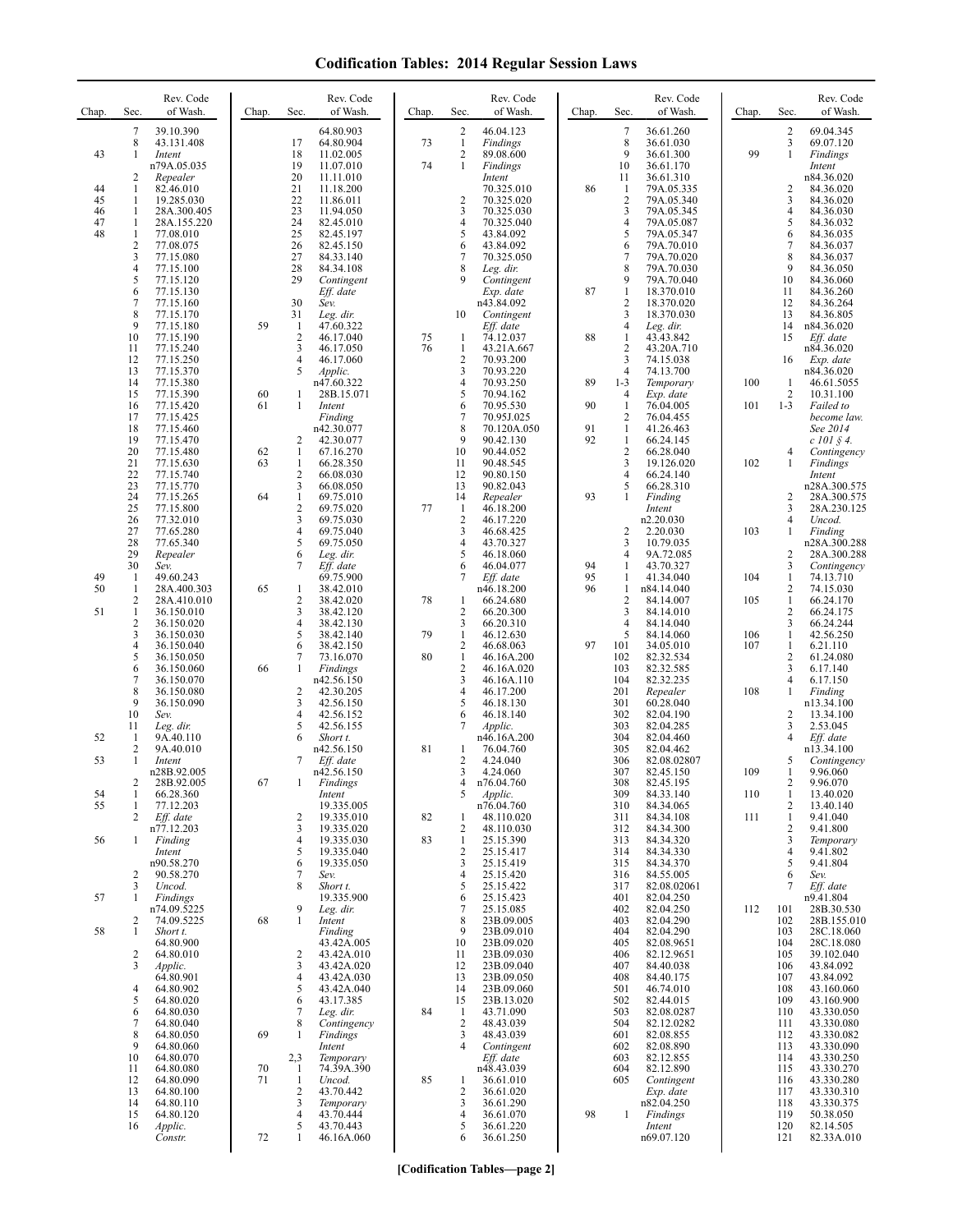# Codification Tables: 2014 Regular Session Laws

| Chap. | Sec. | Rev. Code of Wash. |
|---|---|---|
| | 7 | 39.10.390 |
| | 8 | 43.131.408 |
| 43 | 1 | *Intent* n79A.05.035 |
| | 2 | *Repealer* |
| 44 | 1 | 82.46.010 |
| 45 | 1 | 19.285.030 |
| 46 | 1 | 28A.300.405 |
| 47 | 1 | 28A.155.220 |
| 48 | 1 | 77.08.010 |
| | 2 | 77.08.075 |
| | 3 | 77.15.080 |
| | 4 | 77.15.100 |
| | 5 | 77.15.120 |
| | 6 | 77.15.130 |
| | 7 | 77.15.160 |
| | 8 | 77.15.170 |
| | 9 | 77.15.180 |
| | 10 | 77.15.190 |
| | 11 | 77.15.240 |
| | 12 | 77.15.250 |
| | 13 | 77.15.370 |
| | 14 | 77.15.380 |
| | 15 | 77.15.390 |
| | 16 | 77.15.420 |
| | 17 | 77.15.425 |
| | 18 | 77.15.460 |
| | 19 | 77.15.470 |
| | 20 | 77.15.480 |
| | 21 | 77.15.630 |
| | 22 | 77.15.740 |
| | 23 | 77.15.770 |
| | 24 | 77.15.265 |
| | 25 | 77.15.800 |
| | 26 | 77.32.010 |
| | 27 | 77.65.280 |
| | 28 | 77.65.340 |
| | 29 | *Repealer* |
| | 30 | *Sev.* |
| 49 | 1 | 49.60.243 |
| 50 | 1 | 28A.400.303 |
| | 2 | 28A.410.010 |
| 51 | 1 | 36.150.010 |
| | 2 | 36.150.020 |
| | 3 | 36.150.030 |
| | 4 | 36.150.040 |
| | 5 | 36.150.050 |
| | 6 | 36.150.060 |
| | 7 | 36.150.070 |
| | 8 | 36.150.080 |
| | 9 | 36.150.090 |
| | 10 | *Sev.* |
| | 11 | *Leg. dir.* |
| 52 | 1 | 9A.40.110 |
| | 2 | 9A.40.010 |
| 53 | 1 | *Intent* n28B.92.005 |
| | 2 | 28B.92.005 |
| 54 | 1 | 66.28.360 |
| 55 | 1 | 77.12.203 |
| | 2 | *Eff. date* n77.12.203 |
| 56 | 1 | *Finding* *Intent* n90.58.270 |
| | 2 | 90.58.270 |
| | 3 | *Uncod.* |
| 57 | 1 | *Findings* n74.09.5225 |
| | 2 | 74.09.5225 |
| 58 | 1 | *Short t.* 64.80.900 |
| | 2 | 64.80.010 |
| | 3 | *Applic.* 64.80.901 |
| | 4 | 64.80.902 |
| | 5 | 64.80.020 |
| | 6 | 64.80.030 |
| | 7 | 64.80.040 |
| | 8 | 64.80.050 |
| | 9 | 64.80.060 |
| | 10 | 64.80.070 |
| | 11 | 64.80.080 |
| | 12 | 64.80.090 |
| | 13 | 64.80.100 |
| | 14 | 64.80.110 |
| | 15 | 64.80.120 |
| | 16 | *Applic.* *Constr.* 64.80.903 |
| | 17 | 64.80.904 |
| | 18 | 11.02.005 |
| | 19 | 11.07.010 |
| | 20 | 11.11.010 |
| | 21 | 11.18.200 |
| | 22 | 11.86.011 |
| | 23 | 11.94.050 |
| | 24 | 82.45.010 |
| | 25 | 82.45.197 |
| | 26 | 82.45.150 |
| | 27 | 84.33.140 |
| | 28 | 84.34.108 |
| | 29 | *Contingent* *Eff. date* |
| | 30 | *Sev.* |
| | 31 | *Leg. dir.* |
| 59 | 1 | 47.60.322 |
| | 2 | 46.17.040 |
| | 3 | 46.17.050 |
| | 4 | 46.17.060 |
| | 5 | *Applic.* n47.60.322 |
| 60 | 1 | 28B.15.071 |
| 61 | 1 | *Intent* *Finding* n42.30.077 |
| | 2 | 42.30.077 |
| 62 | 1 | 67.16.270 |
| 63 | 1 | 66.28.350 |
| | 2 | 66.08.030 |
| | 3 | 66.08.050 |
| 64 | 1 | 69.75.010 |
| | 2 | 69.75.020 |
| | 3 | 69.75.030 |
| | 4 | 69.75.040 |
| | 5 | 69.75.050 |
| | 6 | *Leg. dir.* |
| | 7 | *Eff. date* 69.75.900 |
| 65 | 1 | 38.42.010 |
| | 2 | 38.42.020 |
| | 3 | 38.42.120 |
| | 4 | 38.42.130 |
| | 5 | 38.42.140 |
| | 6 | 38.42.150 |
| | 7 | 73.16.070 |
| 66 | 1 | *Findings* n42.56.150 |
| | 2 | 42.30.205 |
| | 3 | 42.56.150 |
| | 4 | 42.56.152 |
| | 5 | 42.56.155 |
| | 6 | *Short t.* n42.56.150 |
| | 7 | *Eff. date* n42.56.150 |
| 67 | 1 | *Findings* *Intent* 19.335.005 |
| | 2 | 19.335.010 |
| | 3 | 19.335.020 |
| | 4 | 19.335.030 |
| | 5 | 19.335.040 |
| | 6 | 19.335.050 |
| | 7 | *Sev.* |
| | 8 | *Short t.* 19.335.900 |
| | 9 | *Leg. dir.* |
| 68 | 1 | *Intent* *Finding* 43.42A.005 |
| | 2 | 43.42A.010 |
| | 3 | 43.42A.020 |
| | 4 | 43.42A.030 |
| | 5 | 43.42A.040 |
| | 6 | 43.17.385 |
| | 7 | *Leg. dir.* |
| | 8 | *Contingency* |
| 69 | 1 | *Findings* *Intent* |
| | 2,3 | *Temporary* |
| 70 | 1 | 74.39A.390 |
| 71 | 1 | *Uncod.* |
| | 2 | 43.70.442 |
| | 3 | *Temporary* |
| | 4 | 43.70.444 |
| | 5 | 43.70.443 |
| 72 | 1 | 46.16A.060 |
| | 2 | 46.04.123 |
| 73 | 1 | *Findings* |
| | 2 | 89.08.600 |
| 74 | 1 | *Findings* *Intent* 70.325.010 |
| | 2 | 70.325.020 |
| | 3 | 70.325.030 |
| | 4 | 70.325.040 |
| | 5 | 43.84.092 |
| | 6 | 43.84.092 |
| | 7 | 70.325.050 |
| | 8 | *Leg. dir.* |
| | 9 | *Contingent* *Exp. date* n43.84.092 |
| | 10 | *Contingent* *Eff. date* |
| 75 | 1 | 74.12.037 |
| 76 | 1 | 43.21A.667 |
| | 2 | 70.93.200 |
| | 3 | 70.93.220 |
| | 4 | 70.93.250 |
| | 5 | 70.94.162 |
| | 6 | 70.95.530 |
| | 7 | 70.95J.025 |
| | 8 | 70.120A.050 |
| | 9 | 90.42.130 |
| | 10 | 90.44.052 |
| | 11 | 90.48.545 |
| | 12 | 90.80.150 |
| | 13 | 90.82.043 |
| | 14 | *Repealer* |
| 77 | 1 | 46.18.200 |
| | 2 | 46.17.220 |
| | 3 | 46.68.425 |
| | 4 | 43.70.327 |
| | 5 | 46.18.060 |
| | 6 | 46.04.077 |
| | 7 | *Eff. date* n46.18.200 |
| 78 | 1 | 66.24.680 |
| | 2 | 66.20.300 |
| | 3 | 66.20.310 |
| 79 | 1 | 46.12.630 |
| | 2 | 46.68.063 |
| 80 | 1 | 46.16A.200 |
| | 2 | 46.16A.020 |
| | 3 | 46.16A.110 |
| | 4 | 46.17.200 |
| | 5 | 46.18.130 |
| | 6 | 46.18.140 |
| | 7 | *Applic.* n46.16A.200 |
| 81 | 1 | 76.04.760 |
| | 2 | 4.24.040 |
| | 3 | 4.24.060 |
| | 4 | n76.04.760 |
| | 5 | *Applic.* n76.04.760 |
| 82 | 1 | 48.110.020 |
| | 2 | 48.110.030 |
| 83 | 1 | 25.15.390 |
| | 2 | 25.15.417 |
| | 3 | 25.15.419 |
| | 4 | 25.15.420 |
| | 5 | 25.15.422 |
| | 6 | 25.15.423 |
| | 7 | 25.15.085 |
| | 8 | 23B.09.005 |
| | 9 | 23B.09.010 |
| | 10 | 23B.09.020 |
| | 11 | 23B.09.030 |
| | 12 | 23B.09.040 |
| | 13 | 23B.09.050 |
| | 14 | 23B.09.060 |
| | 15 | 23B.13.020 |
| 84 | 1 | 43.71.090 |
| | 2 | 48.43.039 |
| | 3 | 48.43.039 |
| | 4 | *Contingent* *Eff. date* n48.43.039 |
| 85 | 1 | 36.61.010 |
| | 2 | 36.61.020 |
| | 3 | 36.61.290 |
| | 4 | 36.61.070 |
| | 5 | 36.61.220 |
| | 6 | 36.61.250 |
| | 7 | 36.61.260 |
| | 8 | 36.61.030 |
| | 9 | 36.61.300 |
| | 10 | 36.61.170 |
| | 11 | 36.61.310 |
| 86 | 1 | 79A.05.335 |
| | 2 | 79A.05.340 |
| | 3 | 79A.05.345 |
| | 4 | 79A.05.087 |
| | 5 | 79A.05.347 |
| | 6 | 79A.70.010 |
| | 7 | 79A.70.020 |
| | 8 | 79A.70.030 |
| | 9 | 79A.70.040 |
| 87 | 1 | 18.370.010 |
| | 2 | 18.370.020 |
| | 3 | 18.370.030 |
| | 4 | *Leg. dir.* |
| 88 | 1 | 43.43.842 |
| | 2 | 43.20A.710 |
| | 3 | 74.15.038 |
| | 4 | 74.13.700 |
| 89 | 1-3 | *Temporary* |
| | 4 | *Exp. date* |
| 90 | 1 | 76.04.005 |
| | 2 | 76.04.455 |
| 91 | 1 | 41.26.463 |
| 92 | 1 | 66.24.145 |
| | 2 | 66.28.040 |
| | 3 | 19.126.020 |
| | 4 | 66.24.140 |
| | 5 | 66.28.310 |
| 93 | 1 | *Finding* *Intent* n2.20.030 |
| | 2 | 2.20.030 |
| | 3 | 10.79.035 |
| | 4 | 9A.72.085 |
| 94 | 1 | 43.70.327 |
| 95 | 1 | 41.34.040 |
| 96 | 1 | n84.14.040 |
| | 2 | 84.14.007 |
| | 3 | 84.14.010 |
| | 4 | 84.14.040 |
| | 5 | 84.14.060 |
| 97 | 101 | 34.05.010 |
| | 102 | 82.32.534 |
| | 103 | 82.32.585 |
| | 104 | 82.32.235 |
| | 201 | *Repealer* |
| | 301 | 60.28.040 |
| | 302 | 82.04.190 |
| | 303 | 82.04.285 |
| | 304 | 82.04.460 |
| | 305 | 82.04.462 |
| | 306 | 82.08.02807 |
| | 307 | 82.45.150 |
| | 308 | 82.45.195 |
| | 309 | 84.33.140 |
| | 310 | 84.34.065 |
| | 311 | 84.34.108 |
| | 312 | 84.34.300 |
| | 313 | 84.34.320 |
| | 314 | 84.34.330 |
| | 315 | 84.34.370 |
| | 316 | 84.55.005 |
| | 317 | 82.08.02061 |
| | 401 | 82.04.250 |
| | 402 | 82.04.250 |
| | 403 | 82.04.290 |
| | 404 | 82.04.290 |
| | 405 | 82.08.9651 |
| | 406 | 82.12.9651 |
| | 407 | 84.40.038 |
| | 408 | 84.40.175 |
| | 501 | 46.74.010 |
| | 502 | 82.44.015 |
| | 503 | 82.08.0287 |
| | 504 | 82.12.0282 |
| | 601 | 82.08.855 |
| | 602 | 82.08.890 |
| | 603 | 82.12.855 |
| | 604 | 82.12.890 |
| | 605 | *Contingent* *Exp. date* n82.04.250 |
| 98 | 1 | *Findings* *Intent* n69.07.120 |
| | 2 | 69.04.345 |
| | 3 | 69.07.120 |
| 99 | 1 | *Findings* *Intent* n84.36.020 |
| | 2 | 84.36.020 |
| | 3 | 84.36.020 |
| | 4 | 84.36.030 |
| | 5 | 84.36.032 |
| | 6 | 84.36.035 |
| | 7 | 84.36.037 |
| | 8 | 84.36.037 |
| | 9 | 84.36.050 |
| | 10 | 84.36.060 |
| | 11 | 84.36.260 |
| | 12 | 84.36.264 |
| | 13 | 84.36.805 |
| | 14 | n84.36.020 |
| | 15 | *Eff. date* n84.36.020 |
| | 16 | *Exp. date* n84.36.020 |
| 100 | 1 | 46.61.5055 |
| | 2 | 10.31.100 |
| 101 | 1-3 | *Failed to become law. See 2014 c 101 § 4.* |
| | 4 | *Contingency* |
| 102 | 1 | *Findings* *Intent* n28A.300.575 |
| | 2 | 28A.300.575 |
| | 3 | 28A.230.125 |
| | 4 | *Uncod.* |
| 103 | 1 | *Finding* n28A.300.288 |
| | 2 | 28A.300.288 |
| | 3 | *Contingency* |
| 104 | 1 | 74.13.710 |
| | 2 | 74.15.030 |
| 105 | 1 | 66.24.170 |
| | 2 | 66.24.175 |
| | 3 | 66.24.244 |
| 106 | 1 | 42.56.250 |
| 107 | 1 | 6.21.110 |
| | 2 | 61.24.080 |
| | 3 | 6.17.140 |
| | 4 | 6.17.150 |
| 108 | 1 | *Finding* n13.34.100 |
| | 2 | 13.34.100 |
| | 3 | 2.53.045 |
| | 4 | *Eff. date* n13.34.100 |
| | 5 | *Contingency* |
| 109 | 1 | 9.96.060 |
| | 2 | 9.96.070 |
| 110 | 1 | 13.40.020 |
| | 2 | 13.40.140 |
| 111 | 1 | 9.41.040 |
| | 2 | 9.41.800 |
| | 3 | *Temporary* |
| | 4 | 9.41.802 |
| | 5 | 9.41.804 |
| | 6 | *Sev.* |
| | 7 | *Eff. date* n9.41.804 |
| 112 | 101 | 28B.30.530 |
| | 102 | 28B.155.010 |
| | 103 | 28C.18.060 |
| | 104 | 28C.18.080 |
| | 105 | 39.102.040 |
| | 106 | 43.84.092 |
| | 107 | 43.84.092 |
| | 108 | 43.160.060 |
| | 109 | 43.160.900 |
| | 110 | 43.330.050 |
| | 111 | 43.330.080 |
| | 112 | 43.330.082 |
| | 113 | 43.330.090 |
| | 114 | 43.330.250 |
| | 115 | 43.330.270 |
| | 116 | 43.330.280 |
| | 117 | 43.330.310 |
| | 118 | 43.330.375 |
| | 119 | 50.38.050 |
| | 120 | 82.14.505 |
| | 121 | 82.33A.010 |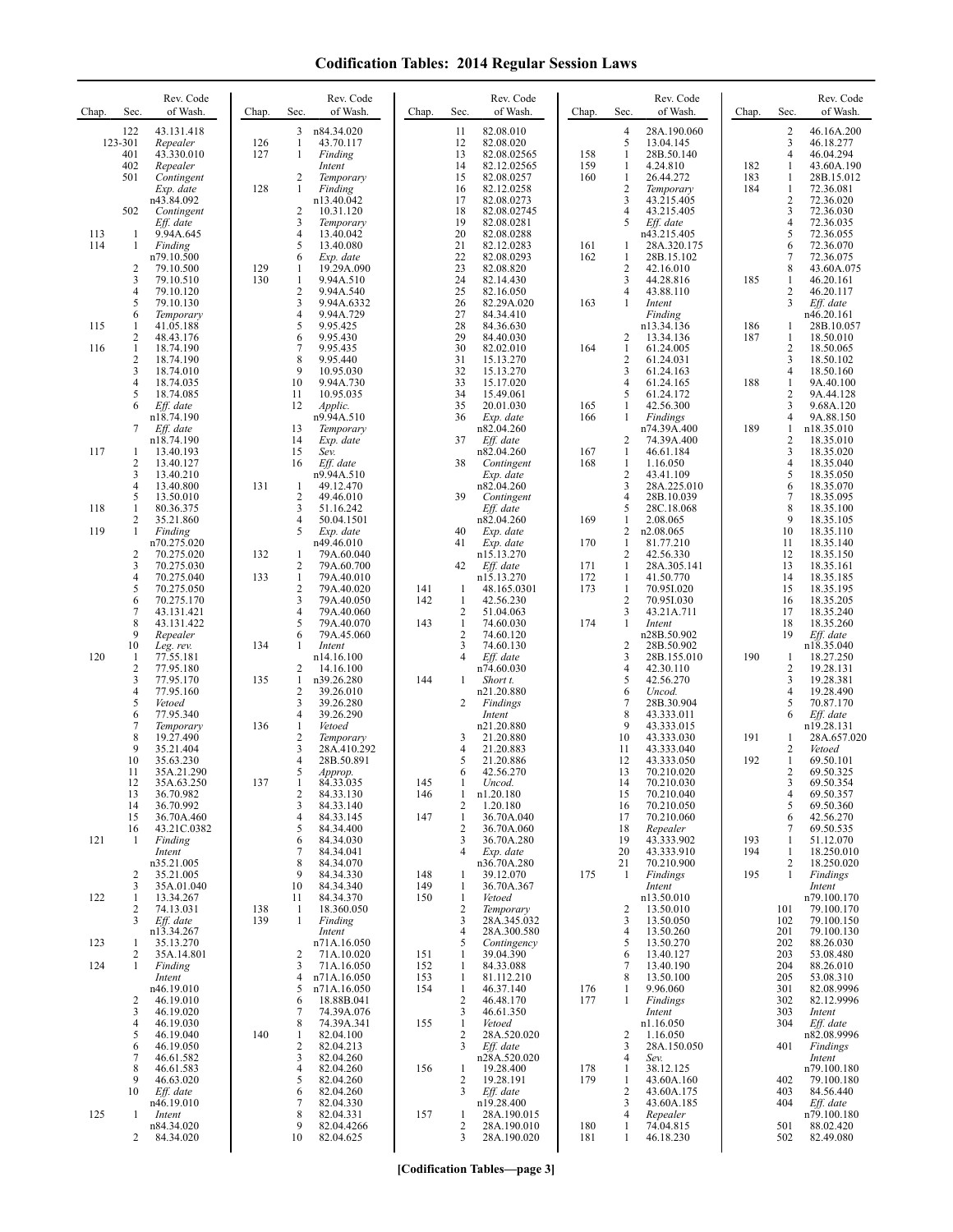# Codification Tables: 2014 Regular Session Laws

| Chap. | Sec. | Rev. Code of Wash. |
|---|---|---|
| | 122 | 43.131.418 |
| | 123-301 | *Repealer* |
| | 401 | 43.330.010 |
| | 402 | *Repealer* |
| | 501 | *Contingent Exp. date* n43.84.092 |
| | 502 | *Contingent Eff. date* |
| 113 | 1 | 9.94A.645 |
| 114 | 1 | *Finding* n79.10.500 |
| | 2 | 79.10.500 |
| | 3 | 79.10.510 |
| | 4 | 79.10.120 |
| | 5 | 79.10.130 |
| | 6 | *Temporary* |
| 115 | 1 | 41.05.188 |
| | 2 | 48.43.176 |
| 116 | 1 | 18.74.190 |
| | 2 | 18.74.190 |
| | 3 | 18.74.010 |
| | 4 | 18.74.035 |
| | 5 | 18.74.085 |
| | 6 | *Eff. date* n18.74.190 |
| | 7 | *Eff. date* n18.74.190 |
| 117 | 1 | 13.40.193 |
| | 2 | 13.40.127 |
| | 3 | 13.40.210 |
| | 4 | 13.40.800 |
| | 5 | 13.50.010 |
| 118 | 1 | 80.36.375 |
| | 2 | 35.21.860 |
| 119 | 1 | *Finding* n70.275.020 |
| | 2 | 70.275.020 |
| | 3 | 70.275.030 |
| | 4 | 70.275.040 |
| | 5 | 70.275.050 |
| | 6 | 70.275.170 |
| | 7 | 43.131.421 |
| | 8 | 43.131.422 |
| | 9 | *Repealer* |
| | 10 | *Leg. rev.* |
| 120 | 1 | 77.55.181 |
| | 2 | 77.95.180 |
| | 3 | 77.95.170 |
| | 4 | 77.95.160 |
| | 5 | *Vetoed* |
| | 6 | 77.95.340 |
| | 7 | *Temporary* |
| | 8 | 19.27.490 |
| | 9 | 35.21.404 |
| | 10 | 35.63.230 |
| | 11 | 35A.21.290 |
| | 12 | 35A.63.250 |
| | 13 | 36.70.982 |
| | 14 | 36.70.992 |
| | 15 | 36.70A.460 |
| | 16 | 43.21C.0382 |
| 121 | 1 | *Finding Intent* n35.21.005 |
| | 2 | 35.21.005 |
| | 3 | 35A.01.040 |
| 122 | 1 | 13.34.267 |
| | 2 | 74.13.031 |
| | 3 | *Eff. date* n13.34.267 |
| 123 | 1 | 35.13.270 |
| | 2 | 35A.14.801 |
| 124 | 1 | *Finding Intent* n46.19.010 |
| | 2 | 46.19.010 |
| | 3 | 46.19.020 |
| | 4 | 46.19.030 |
| | 5 | 46.19.040 |
| | 6 | 46.19.050 |
| | 7 | 46.61.582 |
| | 8 | 46.61.583 |
| | 9 | 46.63.020 |
| | 10 | *Eff. date* n46.19.010 |
| 125 | 1 | *Intent* n84.34.020 |
| | 2 | 84.34.020 |
| | 3 | n84.34.020 |
| 126 | 1 | 43.70.117 |
| 127 | 1 | *Finding Intent* |
| | 2 | *Temporary* |
| 128 | 1 | *Finding* n13.40.042 |
| | 2 | 10.31.120 |
| | 3 | *Temporary* |
| | 4 | 13.40.042 |
| | 5 | 13.40.080 |
| | 6 | *Exp. date* |
| 129 | 1 | 19.29A.090 |
| 130 | 1 | 9.94A.510 |
| | 2 | 9.94A.540 |
| | 3 | 9.94A.6332 |
| | 4 | 9.94A.729 |
| | 5 | 9.95.425 |
| | 6 | 9.95.430 |
| | 7 | 9.95.435 |
| | 8 | 9.95.440 |
| | 9 | 10.95.030 |
| | 10 | 9.94A.730 |
| | 11 | 10.95.035 |
| | 12 | *Applic.* n9.94A.510 |
| | 13 | *Temporary* |
| | 14 | *Exp. date* |
| | 15 | *Sev.* |
| | 16 | *Eff. date* n9.94A.510 |
| 131 | 1 | 49.12.470 |
| | 2 | 49.46.010 |
| | 3 | 51.16.242 |
| | 4 | 50.04.1501 |
| | 5 | *Exp. date* n49.46.010 |
| 132 | 1 | 79A.60.040 |
| | 2 | 79A.60.700 |
| 133 | 1 | 79A.40.010 |
| | 2 | 79A.40.020 |
| | 3 | 79A.40.050 |
| | 4 | 79A.40.060 |
| | 5 | 79A.40.070 |
| | 6 | 79A.45.060 |
| 134 | 1 | *Intent* n14.16.100 |
| | 2 | 14.16.100 |
| 135 | 1 | n39.26.280 |
| | 2 | 39.26.010 |
| | 3 | 39.26.280 |
| | 4 | 39.26.290 |
| 136 | 1 | *Vetoed* |
| | 2 | *Temporary* |
| | 3 | 28A.410.292 |
| | 4 | 28B.50.891 |
| | 5 | *Approp.* |
| 137 | 1 | 84.33.035 |
| | 2 | 84.33.130 |
| | 3 | 84.33.140 |
| | 4 | 84.33.145 |
| | 5 | 84.34.400 |
| | 6 | 84.34.030 |
| | 7 | 84.34.041 |
| | 8 | 84.34.070 |
| | 9 | 84.34.330 |
| | 10 | 84.34.340 |
| | 11 | 84.34.370 |
| 138 | 1 | 18.360.050 |
| 139 | 1 | *Finding Intent* n71A.16.050 |
| | 2 | 71A.10.020 |
| | 3 | 71A.16.050 |
| | 4 | n71A.16.050 |
| | 5 | n71A.16.050 |
| | 6 | 18.88B.041 |
| | 7 | 74.39A.076 |
| | 8 | 74.39A.341 |
| 140 | 1 | 82.04.100 |
| | 2 | 82.04.213 |
| | 3 | 82.04.260 |
| | 4 | 82.04.260 |
| | 5 | 82.04.260 |
| | 6 | 82.04.260 |
| | 7 | 82.04.330 |
| | 8 | 82.04.331 |
| | 9 | 82.04.4266 |
| | 10 | 82.04.625 |
| | 11 | 82.08.010 |
| | 12 | 82.08.020 |
| | 13 | 82.08.02565 |
| | 14 | 82.12.02565 |
| | 15 | 82.08.0257 |
| | 16 | 82.12.0258 |
| | 17 | 82.08.0273 |
| | 18 | 82.08.02745 |
| | 19 | 82.08.0281 |
| | 20 | 82.08.0288 |
| | 21 | 82.12.0283 |
| | 22 | 82.08.0293 |
| | 23 | 82.08.820 |
| | 24 | 82.14.430 |
| | 25 | 82.16.050 |
| | 26 | 82.29A.020 |
| | 27 | 84.34.410 |
| | 28 | 84.36.630 |
| | 29 | 84.40.030 |
| | 30 | 82.02.010 |
| | 31 | 15.13.270 |
| | 32 | 15.13.270 |
| | 33 | 15.17.020 |
| | 34 | 15.49.061 |
| | 35 | 20.01.030 |
| | 36 | *Exp. date* n82.04.260 |
| | 37 | *Eff. date* n82.04.260 |
| | 38 | *Contingent Exp. date* n82.04.260 |
| | 39 | *Contingent Eff. date* n82.04.260 |
| | 40 | *Exp. date* |
| | 41 | *Exp. date* n15.13.270 |
| | 42 | *Eff. date* n15.13.270 |
| 141 | 1 | 48.165.0301 |
| 142 | 1 | 42.56.230 |
| | 2 | 51.04.063 |
| 143 | 1 | 74.60.030 |
| | 2 | 74.60.120 |
| | 3 | 74.60.130 |
| | 4 | *Eff. date* n74.60.030 |
| 144 | 1 | *Short t.* n21.20.880 |
| | 2 | *Findings Intent* n21.20.880 |
| | 3 | 21.20.880 |
| | 4 | 21.20.883 |
| | 5 | 21.20.886 |
| | 6 | 42.56.270 |
| 145 | 1 | *Uncod.* |
| 146 | 1 | n1.20.180 |
| | 2 | 1.20.180 |
| 147 | 1 | 36.70A.040 |
| | 2 | 36.70A.060 |
| | 3 | 36.70A.280 |
| | 4 | *Exp. date* n36.70A.280 |
| 148 | 1 | 39.12.070 |
| 149 | 1 | 36.70A.367 |
| 150 | 1 | *Vetoed* |
| | 2 | *Temporary* |
| | 3 | 28A.345.032 |
| | 4 | 28A.300.580 |
| | 5 | *Contingency* |
| 151 | 1 | 39.04.390 |
| 152 | 1 | 84.33.088 |
| 153 | 1 | 81.112.210 |
| 154 | 1 | 46.37.140 |
| | 2 | 46.48.170 |
| | 3 | 46.61.350 |
| 155 | 1 | *Vetoed* |
| | 2 | 28A.520.020 |
| | 3 | *Eff. date* n28A.520.020 |
| 156 | 1 | 19.28.400 |
| | 2 | 19.28.191 |
| | 3 | *Eff. date* n19.28.400 |
| 157 | 1 | 28A.190.015 |
| | 2 | 28A.190.010 |
| | 3 | 28A.190.020 |
| | 4 | 28A.190.060 |
| | 5 | 13.04.145 |
| 158 | 1 | 28B.50.140 |
| 159 | 1 | 4.24.810 |
| 160 | 1 | 26.44.272 |
| | 2 | *Temporary* |
| | 3 | 43.215.405 |
| | 4 | 43.215.405 |
| | 5 | *Eff. date* n43.215.405 |
| 161 | 1 | 28A.320.175 |
| 162 | 1 | 28B.15.102 |
| | 2 | 42.16.010 |
| | 3 | 44.28.816 |
| | 4 | 43.88.110 |
| 163 | 1 | *Intent Finding* n13.34.136 |
| | 2 | 13.34.136 |
| 164 | 1 | 61.24.005 |
| | 2 | 61.24.031 |
| | 3 | 61.24.163 |
| | 4 | 61.24.165 |
| | 5 | 61.24.172 |
| 165 | 1 | 42.56.300 |
| 166 | 1 | *Findings* n74.39A.400 |
| | 2 | 74.39A.400 |
| 167 | 1 | 46.61.184 |
| 168 | 1 | 1.16.050 |
| | 2 | 43.41.109 |
| | 3 | 28A.225.010 |
| | 4 | 28B.10.039 |
| | 5 | 28C.18.068 |
| 169 | 1 | 2.08.065 |
| | 2 | n2.08.065 |
| 170 | 1 | 81.77.210 |
| | 2 | 42.56.330 |
| 171 | 1 | 28A.305.141 |
| 172 | 1 | 41.50.770 |
| 173 | 1 | 70.95I.020 |
| | 2 | 70.95I.030 |
| | 3 | 43.21A.711 |
| 174 | 1 | *Intent* n28B.50.902 |
| | 2 | 28B.50.902 |
| | 3 | 28B.155.010 |
| | 4 | 42.30.110 |
| | 5 | 42.56.270 |
| | 6 | *Uncod.* |
| | 7 | 28B.30.904 |
| | 8 | 43.333.011 |
| | 9 | 43.333.015 |
| | 10 | 43.333.030 |
| | 11 | 43.333.040 |
| | 12 | 43.333.050 |
| | 13 | 70.210.020 |
| | 14 | 70.210.030 |
| | 15 | 70.210.040 |
| | 16 | 70.210.050 |
| | 17 | 70.210.060 |
| | 18 | *Repealer* |
| | 19 | 43.333.902 |
| | 20 | 43.333.910 |
| | 21 | 70.210.900 |
| 175 | 1 | *Findings Intent* n13.50.010 |
| | 2 | 13.50.010 |
| | 3 | 13.50.050 |
| | 4 | 13.50.260 |
| | 5 | 13.50.270 |
| | 6 | 13.40.127 |
| | 7 | 13.40.190 |
| | 8 | 13.50.100 |
| 176 | 1 | 9.96.060 |
| 177 | 1 | *Findings Intent* n1.16.050 |
| | 2 | 1.16.050 |
| | 3 | 28A.150.050 |
| | 4 | *Sev.* |
| 178 | 1 | 38.12.125 |
| 179 | 1 | 43.60A.160 |
| | 2 | 43.60A.175 |
| | 3 | 43.60A.185 |
| | 4 | *Repealer* |
| 180 | 1 | 74.04.815 |
| 181 | 1 | 46.18.230 |
| | 2 | 46.16A.200 |
| | 3 | 46.18.277 |
| | 4 | 46.04.294 |
| 182 | 1 | 43.60A.190 |
| 183 | 1 | 28B.15.012 |
| 184 | 1 | 72.36.081 |
| | 2 | 72.36.020 |
| | 3 | 72.36.030 |
| | 4 | 72.36.035 |
| | 5 | 72.36.055 |
| | 6 | 72.36.070 |
| | 7 | 72.36.075 |
| | 8 | 43.60A.075 |
| 185 | 1 | 46.20.161 |
| | 2 | 46.20.117 |
| | 3 | *Eff. date* n46.20.161 |
| 186 | 1 | 28B.10.057 |
| 187 | 1 | 18.50.010 |
| | 2 | 18.50.065 |
| | 3 | 18.50.102 |
| | 4 | 18.50.160 |
| 188 | 1 | 9A.40.100 |
| | 2 | 9A.44.128 |
| | 3 | 9.68A.120 |
| | 4 | 9A.88.150 |
| 189 | 1 | n18.35.010 |
| | 2 | 18.35.010 |
| | 3 | 18.35.020 |
| | 4 | 18.35.040 |
| | 5 | 18.35.050 |
| | 6 | 18.35.070 |
| | 7 | 18.35.095 |
| | 8 | 18.35.100 |
| | 9 | 18.35.105 |
| | 10 | 18.35.110 |
| | 11 | 18.35.140 |
| | 12 | 18.35.150 |
| | 13 | 18.35.161 |
| | 14 | 18.35.185 |
| | 15 | 18.35.195 |
| | 16 | 18.35.205 |
| | 17 | 18.35.240 |
| | 18 | 18.35.260 |
| | 19 | *Eff. date* n18.35.040 |
| 190 | 1 | 18.27.250 |
| | 2 | 19.28.131 |
| | 3 | 19.28.381 |
| | 4 | 19.28.490 |
| | 5 | 70.87.170 |
| | 6 | *Eff. date* n19.28.131 |
| 191 | 1 | 28A.657.020 |
| | 2 | *Vetoed* |
| 192 | 1 | 69.50.101 |
| | 2 | 69.50.325 |
| | 3 | 69.50.354 |
| | 4 | 69.50.357 |
| | 5 | 69.50.360 |
| | 6 | 42.56.270 |
| | 7 | 69.50.535 |
| 193 | 1 | 51.12.070 |
| 194 | 1 | 18.250.010 |
| | 2 | 18.250.020 |
| 195 | 1 | *Findings Intent* n79.100.170 |
| | 101 | 79.100.170 |
| | 102 | 79.100.150 |
| | 201 | 79.100.130 |
| | 202 | 88.26.030 |
| | 203 | 53.08.480 |
| | 204 | 88.26.010 |
| | 205 | 53.08.310 |
| | 301 | 82.08.9996 |
| | 302 | 82.12.9996 |
| | 303 | *Intent* |
| | 304 | *Eff. date* n82.08.9996 |
| | 401 | *Findings Intent* n79.100.180 |
| | 402 | 79.100.180 |
| | 403 | 84.56.440 |
| | 404 | *Eff. date* n79.100.180 |
| | 501 | 88.02.420 |
| | 502 | 82.49.080 |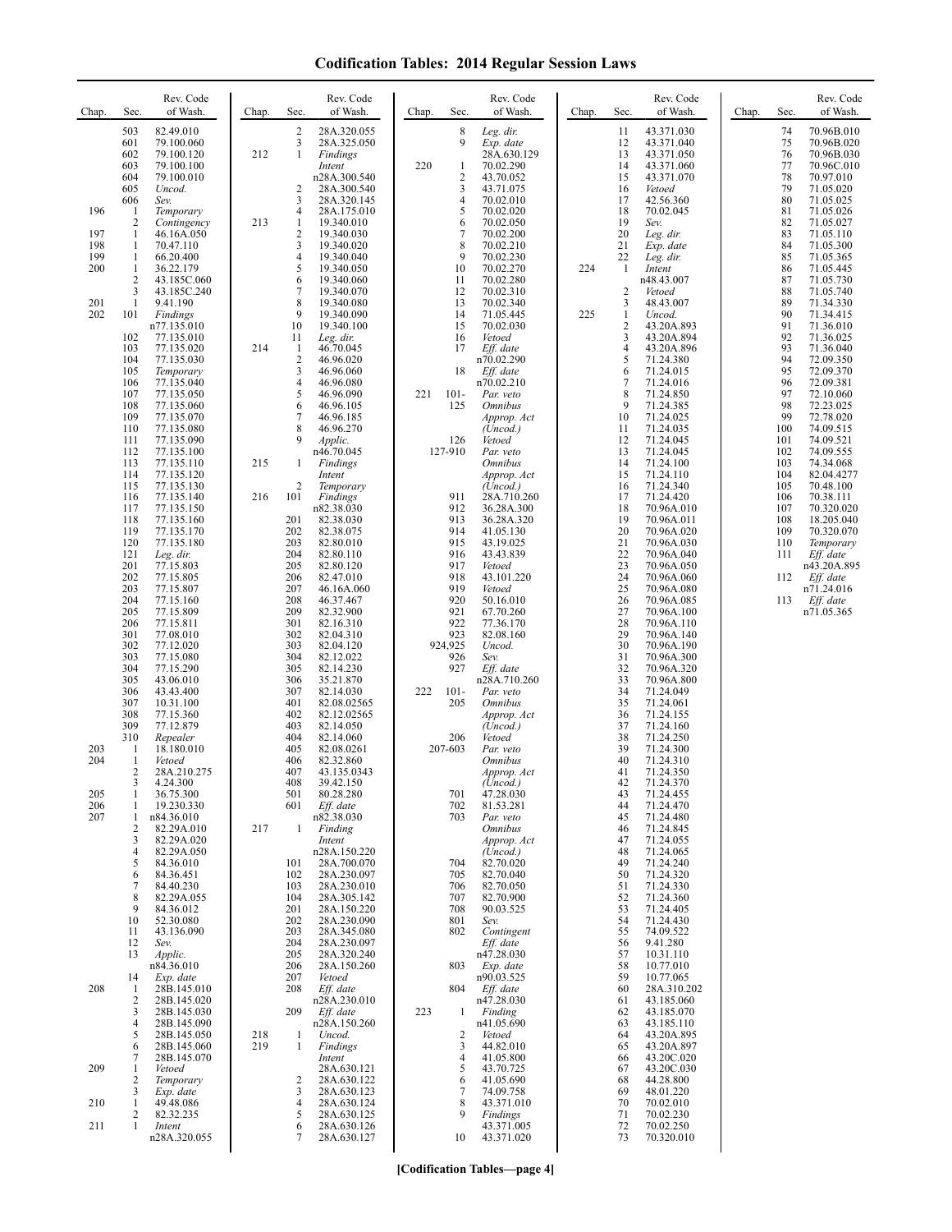# Codification Tables: 2014 Regular Session Laws

| Chap. | Sec. | Rev. Code of Wash. |
|---|---|---|
| | 503 | 82.49.010 |
| | 601 | 79.100.060 |
| | 602 | 79.100.120 |
| | 603 | 79.100.100 |
| | 604 | 79.100.010 |
| | 605 | *Uncod.* |
| | 606 | *Sev.* |
| 196 | 1 | *Temporary* |
| | 2 | *Contingency* |
| 197 | 1 | 46.16A.050 |
| 198 | 1 | 70.47.110 |
| 199 | 1 | 66.20.400 |
| 200 | 1 | 36.22.179 |
| | 2 | 43.185C.060 |
| | 3 | 43.185C.240 |
| 201 | 1 | 9.41.190 |
| 202 | 101 | *Findings* n77.135.010 |
| | 102 | 77.135.010 |
| | 103 | 77.135.020 |
| | 104 | 77.135.030 |
| | 105 | *Temporary* |
| | 106 | 77.135.040 |
| | 107 | 77.135.050 |
| | 108 | 77.135.060 |
| | 109 | 77.135.070 |
| | 110 | 77.135.080 |
| | 111 | 77.135.090 |
| | 112 | 77.135.100 |
| | 113 | 77.135.110 |
| | 114 | 77.135.120 |
| | 115 | 77.135.130 |
| | 116 | 77.135.140 |
| | 117 | 77.135.150 |
| | 118 | 77.135.160 |
| | 119 | 77.135.170 |
| | 120 | 77.135.180 |
| | 121 | *Leg. dir.* |
| | 201 | 77.15.803 |
| | 202 | 77.15.805 |
| | 203 | 77.15.807 |
| | 204 | 77.15.160 |
| | 205 | 77.15.809 |
| | 206 | 77.15.811 |
| | 301 | 77.08.010 |
| | 302 | 77.12.020 |
| | 303 | 77.15.080 |
| | 304 | 77.15.290 |
| | 305 | 43.06.010 |
| | 306 | 43.43.400 |
| | 307 | 10.31.100 |
| | 308 | 77.15.360 |
| | 309 | 77.12.879 |
| | 310 | *Repealer* |
| 203 | 1 | 18.180.010 |
| 204 | 1 | *Vetoed* |
| | 2 | 28A.210.275 |
| | 3 | 4.24.300 |
| 205 | 1 | 36.75.300 |
| 206 | 1 | 19.230.330 |
| 207 | 1 | n84.36.010 |
| | 2 | 82.29A.010 |
| | 3 | 82.29A.020 |
| | 4 | 82.29A.050 |
| | 5 | 84.36.010 |
| | 6 | 84.36.451 |
| | 7 | 84.40.230 |
| | 8 | 82.29A.055 |
| | 9 | 84.36.012 |
| | 10 | 52.30.080 |
| | 11 | 43.136.090 |
| | 12 | *Sev.* |
| | 13 | *Applic.* n84.36.010 |
| | 14 | *Exp. date* |
| 208 | 1 | 28B.145.010 |
| | 2 | 28B.145.020 |
| | 3 | 28B.145.030 |
| | 4 | 28B.145.090 |
| | 5 | 28B.145.050 |
| | 6 | 28B.145.060 |
| | 7 | 28B.145.070 |
| 209 | 1 | *Vetoed* |
| | 2 | *Temporary* |
| | 3 | *Exp. date* |
| 210 | 1 | 49.48.086 |
| | 2 | 82.32.235 |
| 211 | 1 | *Intent* n28A.320.055 |
| | 2 | 28A.320.055 |
| | 3 | 28A.325.050 |
| 212 | 1 | *Findings Intent* n28A.300.540 |
| | 2 | 28A.300.540 |
| | 3 | 28A.320.145 |
| | 4 | 28A.175.010 |
| 213 | 1 | 19.340.010 |
| | 2 | 19.340.030 |
| | 3 | 19.340.020 |
| | 4 | 19.340.040 |
| | 5 | 19.340.050 |
| | 6 | 19.340.060 |
| | 7 | 19.340.070 |
| | 8 | 19.340.080 |
| | 9 | 19.340.090 |
| | 10 | 19.340.100 |
| | 11 | *Leg. dir.* |
| 214 | 1 | 46.70.045 |
| | 2 | 46.96.020 |
| | 3 | 46.96.060 |
| | 4 | 46.96.080 |
| | 5 | 46.96.090 |
| | 6 | 46.96.105 |
| | 7 | 46.96.185 |
| | 8 | 46.96.270 |
| | 9 | *Applic.* n46.70.045 |
| 215 | 1 | *Findings Intent* |
| | 2 | *Temporary* |
| 216 | 101 | *Findings* n82.38.030 |
| | 201 | 82.38.030 |
| | 202 | 82.38.075 |
| | 203 | 82.80.010 |
| | 204 | 82.80.110 |
| | 205 | 82.80.120 |
| | 206 | 82.47.010 |
| | 207 | 46.16A.060 |
| | 208 | 46.37.467 |
| | 209 | 82.32.900 |
| | 301 | 82.16.310 |
| | 302 | 82.04.310 |
| | 303 | 82.04.120 |
| | 304 | 82.12.022 |
| | 305 | 82.14.230 |
| | 306 | 35.21.870 |
| | 307 | 82.14.030 |
| | 401 | 82.08.02565 |
| | 402 | 82.12.02565 |
| | 403 | 82.14.050 |
| | 404 | 82.14.060 |
| | 405 | 82.08.0261 |
| | 406 | 82.32.860 |
| | 407 | 43.135.0343 |
| | 408 | 39.42.150 |
| | 501 | 80.28.280 |
| | 601 | *Eff. date* n82.38.030 |
| 217 | 1 | *Finding Intent* n28A.150.220 |
| | 101 | 28A.700.070 |
| | 102 | 28A.230.097 |
| | 103 | 28A.230.010 |
| | 104 | 28A.305.142 |
| | 201 | 28A.150.220 |
| | 202 | 28A.230.090 |
| | 203 | 28A.345.080 |
| | 204 | 28A.230.097 |
| | 205 | 28A.320.240 |
| | 206 | 28A.150.260 |
| | 207 | *Vetoed* |
| | 208 | *Eff. date* n28A.230.010 |
| | 209 | *Eff. date* n28A.150.260 |
| 218 | 1 | *Uncod.* |
| 219 | 1 | *Findings Intent* |
| | | 28A.630.121 |
| | 2 | 28A.630.122 |
| | 3 | 28A.630.123 |
| | 4 | 28A.630.124 |
| | 5 | 28A.630.125 |
| | 6 | 28A.630.126 |
| | 7 | 28A.630.127 |
| | 8 | *Leg. dir.* |
| | 9 | *Exp. date* 28A.630.129 |
| 220 | 1 | 70.02.290 |
| | 2 | 43.70.052 |
| | 3 | 43.71.075 |
| | 4 | 70.02.010 |
| | 5 | 70.02.020 |
| | 6 | 70.02.050 |
| | 7 | 70.02.200 |
| | 8 | 70.02.210 |
| | 9 | 70.02.230 |
| | 10 | 70.02.270 |
| | 11 | 70.02.280 |
| | 12 | 70.02.310 |
| | 13 | 70.02.340 |
| | 14 | 71.05.445 |
| | 15 | 70.02.030 |
| | 16 | *Vetoed* |
| | 17 | *Eff. date* n70.02.290 |
| | 18 | *Eff. date* n70.02.210 |
| 221 | 101-125 | *Par. veto Omnibus Approp. Act (Uncod.)* |
| | 126 | *Vetoed* |
| | 127-910 | *Par. veto Omnibus Approp. Act (Uncod.)* |
| | 911 | 28A.710.260 |
| | 912 | 36.28A.300 |
| | 913 | 36.28A.320 |
| | 914 | 41.05.130 |
| | 915 | 43.19.025 |
| | 916 | 43.43.839 |
| | 917 | *Vetoed* |
| | 918 | 43.101.220 |
| | 919 | *Vetoed* |
| | 920 | 50.16.010 |
| | 921 | 67.70.260 |
| | 922 | 77.36.170 |
| | 923 | 82.08.160 |
| | 924,925 | *Uncod.* |
| | 926 | *Sev.* |
| | 927 | *Eff. date* n28A.710.260 |
| 222 | 101-205 | *Par. veto Omnibus Approp. Act (Uncod.)* |
| | 206 | *Vetoed* |
| | 207-603 | *Par. veto Omnibus Approp. Act (Uncod.)* |
| | 701 | 47.28.030 |
| | 702 | 81.53.281 |
| | 703 | *Par. veto Omnibus Approp. Act (Uncod.)* |
| | 704 | 82.70.020 |
| | 705 | 82.70.040 |
| | 706 | 82.70.050 |
| | 707 | 82.70.900 |
| | 708 | 90.03.525 |
| | 801 | *Sev.* |
| | 802 | *Contingent Eff. date* n47.28.030 |
| | 803 | *Exp. date* n90.03.525 |
| | 804 | *Eff. date* n47.28.030 |
| 223 | 1 | *Finding* n41.05.690 |
| | 2 | *Vetoed* |
| | 3 | 44.82.010 |
| | 4 | 41.05.800 |
| | 5 | 43.70.725 |
| | 6 | 41.05.690 |
| | 7 | 74.09.758 |
| | 8 | 43.371.010 |
| | 9 | *Findings* 43.371.005 |
| | 10 | 43.371.020 |
| | 11 | 43.371.030 |
| | 12 | 43.371.040 |
| | 13 | 43.371.050 |
| | 14 | 43.371.060 |
| | 15 | 43.371.070 |
| | 16 | *Vetoed* |
| | 17 | 42.56.360 |
| | 18 | 70.02.045 |
| | 19 | *Sev.* |
| | 20 | *Leg. dir.* |
| | 21 | *Exp. date* |
| | 22 | *Leg. dir.* |
| 224 | 1 | *Intent* n48.43.007 |
| | 2 | *Vetoed* |
| | 3 | 48.43.007 |
| 225 | 1 | *Uncod.* |
| | 2 | 43.20A.893 |
| | 3 | 43.20A.894 |
| | 4 | 43.20A.896 |
| | 5 | 71.24.380 |
| | 6 | 71.24.015 |
| | 7 | 71.24.016 |
| | 8 | 71.24.850 |
| | 9 | 71.24.385 |
| | 10 | 71.24.025 |
| | 11 | 71.24.035 |
| | 12 | 71.24.045 |
| | 13 | 71.24.045 |
| | 14 | 71.24.100 |
| | 15 | 71.24.110 |
| | 16 | 71.24.340 |
| | 17 | 71.24.420 |
| | 18 | 70.96A.010 |
| | 19 | 70.96A.011 |
| | 20 | 70.96A.020 |
| | 21 | 70.96A.030 |
| | 22 | 70.96A.040 |
| | 23 | 70.96A.050 |
| | 24 | 70.96A.060 |
| | 25 | 70.96A.080 |
| | 26 | 70.96A.085 |
| | 27 | 70.96A.100 |
| | 28 | 70.96A.110 |
| | 29 | 70.96A.140 |
| | 30 | 70.96A.190 |
| | 31 | 70.96A.300 |
| | 32 | 70.96A.320 |
| | 33 | 70.96A.800 |
| | 34 | 71.24.049 |
| | 35 | 71.24.061 |
| | 36 | 71.24.155 |
| | 37 | 71.24.160 |
| | 38 | 71.24.250 |
| | 39 | 71.24.300 |
| | 40 | 71.24.310 |
| | 41 | 71.24.350 |
| | 42 | 71.24.370 |
| | 43 | 71.24.455 |
| | 44 | 71.24.470 |
| | 45 | 71.24.480 |
| | 46 | 71.24.845 |
| | 47 | 71.24.055 |
| | 48 | 71.24.065 |
| | 49 | 71.24.240 |
| | 50 | 71.24.320 |
| | 51 | 71.24.330 |
| | 52 | 71.24.360 |
| | 53 | 71.24.405 |
| | 54 | 71.24.430 |
| | 55 | 74.09.522 |
| | 56 | 9.41.280 |
| | 57 | 10.31.110 |
| | 58 | 10.77.010 |
| | 59 | 10.77.065 |
| | 60 | 28A.310.202 |
| | 61 | 43.185.060 |
| | 62 | 43.185.070 |
| | 63 | 43.185.110 |
| | 64 | 43.20A.895 |
| | 65 | 43.20A.897 |
| | 66 | 43.20C.020 |
| | 67 | 43.20C.030 |
| | 68 | 44.28.800 |
| | 69 | 48.01.220 |
| | 70 | 70.02.010 |
| | 71 | 70.02.230 |
| | 72 | 70.02.250 |
| | 73 | 70.320.010 |
| | 74 | 70.96B.010 |
| | 75 | 70.96B.020 |
| | 76 | 70.96B.030 |
| | 77 | 70.96C.010 |
| | 78 | 70.97.010 |
| | 79 | 71.05.020 |
| | 80 | 71.05.025 |
| | 81 | 71.05.026 |
| | 82 | 71.05.027 |
| | 83 | 71.05.110 |
| | 84 | 71.05.300 |
| | 85 | 71.05.365 |
| | 86 | 71.05.445 |
| | 87 | 71.05.730 |
| | 88 | 71.05.740 |
| | 89 | 71.34.330 |
| | 90 | 71.34.415 |
| | 91 | 71.36.010 |
| | 92 | 71.36.025 |
| | 93 | 71.36.040 |
| | 94 | 72.09.350 |
| | 95 | 72.09.370 |
| | 96 | 72.09.381 |
| | 97 | 72.10.060 |
| | 98 | 72.23.025 |
| | 99 | 72.78.020 |
| | 100 | 74.09.515 |
| | 101 | 74.09.521 |
| | 102 | 74.09.555 |
| | 103 | 74.34.068 |
| | 104 | 82.04.4277 |
| | 105 | 70.48.100 |
| | 106 | 70.38.111 |
| | 107 | 70.320.020 |
| | 108 | 18.205.040 |
| | 109 | 70.320.070 |
| | 110 | *Temporary* |
| | 111 | *Eff. date* n43.20A.895 |
| | 112 | *Eff. date* n71.24.016 |
| | 113 | *Eff. date* n71.05.365 |